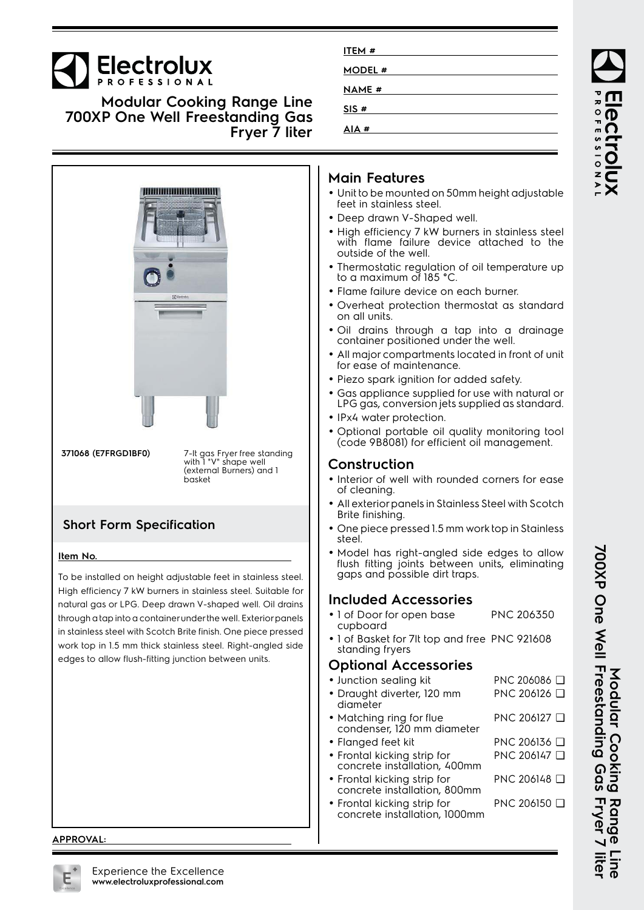# Electrolux PROFESSIONAL

## Modular Cooking Range Line 700XP One Well Freestanding Gas Fryer 7 liter

ITEM #

MODEL #

NAME #

SIS #

AIA #

**371068 (E7FRGD1BF0)** 7-lt gas Fryer free standing with 1 "V" shape well (external Burners) and 1 basket

## Short Form Specification

**Item No.**

To be installed on height adjustable feet in stainless steel. High efficiency 7 kW burners in stainless steel. Suitable for natural gas or LPG. Deep drawn V-shaped well. Oil drains through a tap into a container under the well. Exterior panels in stainless steel with Scotch Brite finish. One piece pressed work top in 1.5 mm thick stainless steel. Right-angled side edges to allow flush-fitting junction between units.

**APPROVAL:**

## Main Features

- Unit to be mounted on 50mm height adjustable feet in stainless steel.
- Deep drawn V-Shaped well.
- High efficiency 7 kW burners in stainless steel with flame failure device attached to the outside of the well.
- Thermostatic regulation of oil temperature up to a maximum of 185 °C.
- Flame failure device on each burner.
- Overheat protection thermostat as standard on all units.
- Oil drains through a tap into a drainage container positioned under the well.
- All major compartments located in front of unit for ease of maintenance.
- Piezo spark ignition for added safety.
- Gas appliance supplied for use with natural or LPG gas, conversion jets supplied as standard.
- IPx4 water protection.
- Optional portable oil quality monitoring tool (code 9B8081) for efficient oil management.

## Construction

- Interior of well with rounded corners for ease of cleaning.
- All exterior panels in Stainless Steel with Scotch Brite finishing.
- One piece pressed 1.5 mm work top in Stainless steel.
- Model has right-angled side edges to allow flush fitting joints between units, eliminating gaps and possible dirt traps.

## Included Accessories

- 1 of Door for open base cupboard — PNC 206350
- 1 of Basket for 7lt top and free standing fryers — PNC 921608

## Optional Accessories

- Junction sealing kit — PNC 206086 ❑
- Draught diverter, 120 mm diameter — PNC 206126 ❑
- Matching ring for flue condenser, 120 mm diameter — PNC 206127 ❑
- Flanged feet kit — PNC 206136 ❑
- Frontal kicking strip for concrete installation, 400mm — PNC 206147 ❑
- Frontal kicking strip for concrete installation, 800mm — PNC 206148 ❑
- Frontal kicking strip for concrete installation, 1000mm — PNC 206150 ❑

Experience the Excellence
www.electroluxprofessional.com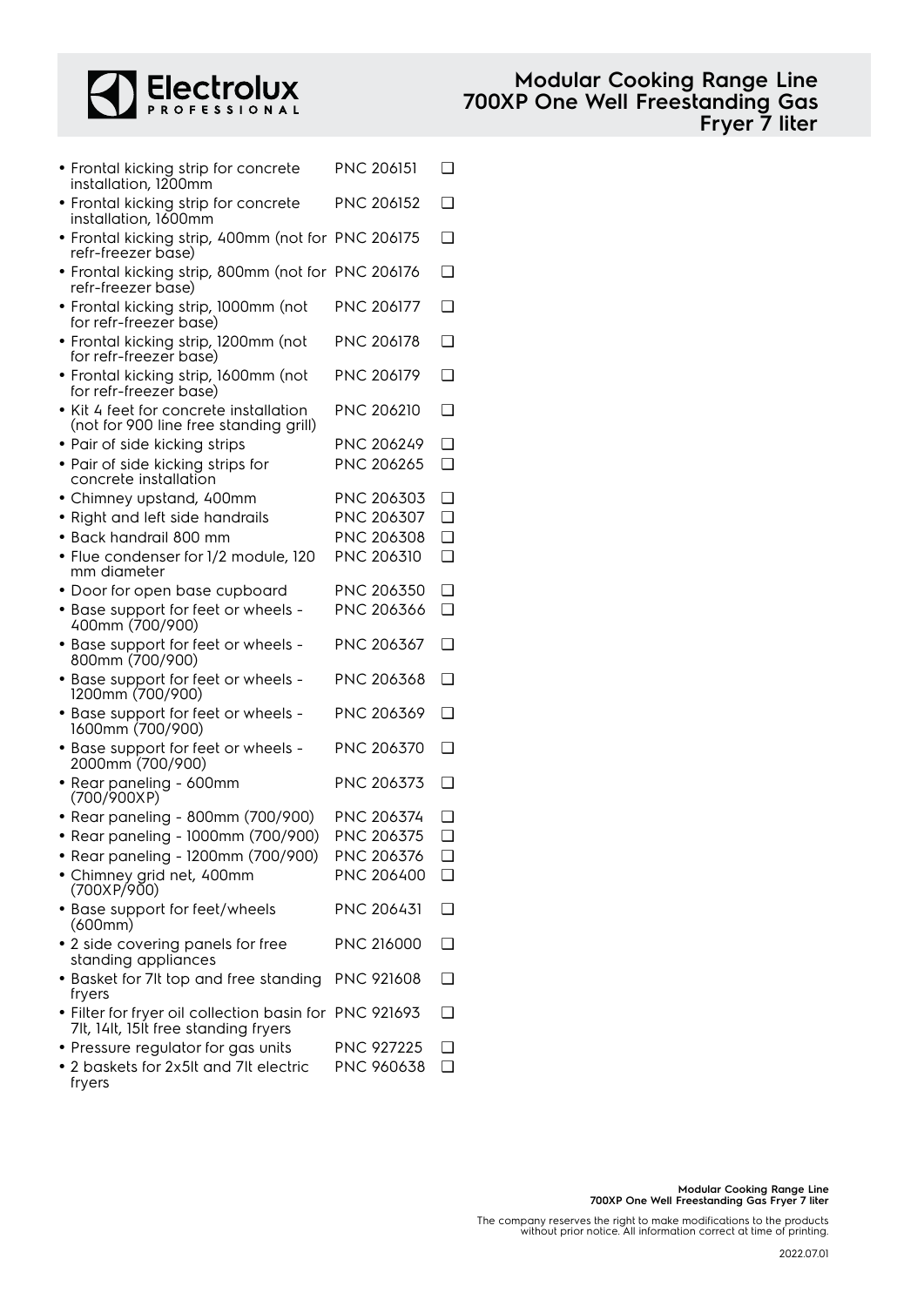- Frontal kicking strip for concrete installation, 1200mm PNC 206151 ❑
- Frontal kicking strip for concrete installation, 1600mm PNC 206152 ❑
- Frontal kicking strip, 400mm (not for refr-freezer base) PNC 206175 ❑
- Frontal kicking strip, 800mm (not for refr-freezer base) PNC 206176 ❑
- Frontal kicking strip, 1000mm (not for refr-freezer base) PNC 206177 ❑
- Frontal kicking strip, 1200mm (not for refr-freezer base) PNC 206178 ❑
- Frontal kicking strip, 1600mm (not for refr-freezer base) PNC 206179 ❑
- Kit 4 feet for concrete installation (not for 900 line free standing grill) PNC 206210 ❑
- Pair of side kicking strips PNC 206249 ❑
- Pair of side kicking strips for concrete installation PNC 206265 ❑
- Chimney upstand, 400mm PNC 206303 ❑
- Right and left side handrails PNC 206307 ❑
- Back handrail 800 mm PNC 206308 ❑
- Flue condenser for 1/2 module, 120 mm diameter PNC 206310 ❑
- Door for open base cupboard PNC 206350 ❑
- Base support for feet or wheels - 400mm (700/900) PNC 206366 ❑
- Base support for feet or wheels - 800mm (700/900) PNC 206367 ❑
- Base support for feet or wheels - 1200mm (700/900) PNC 206368 ❑
- Base support for feet or wheels - 1600mm (700/900) PNC 206369 ❑
- Base support for feet or wheels - 2000mm (700/900) PNC 206370 ❑
- Rear paneling - 600mm (700/900XP) PNC 206373 ❑
- Rear paneling - 800mm (700/900) PNC 206374 ❑
- Rear paneling - 1000mm (700/900) PNC 206375 ❑
- Rear paneling - 1200mm (700/900) PNC 206376 ❑
- Chimney grid net, 400mm (700XP/900) PNC 206400 ❑
- Base support for feet/wheels (600mm) PNC 206431 ❑
- 2 side covering panels for free standing appliances PNC 216000 ❑
- Basket for 7lt top and free standing fryers PNC 921608 ❑
- Filter for fryer oil collection basin for 7lt, 14lt, 15lt free standing fryers PNC 921693 ❑
- Pressure regulator for gas units PNC 927225 ❑
- 2 baskets for 2x5lt and 7lt electric fryers PNC 960638 ❑

The company reserves the right to make modifications to the products without prior notice. All information correct at time of printing.

2022.07.01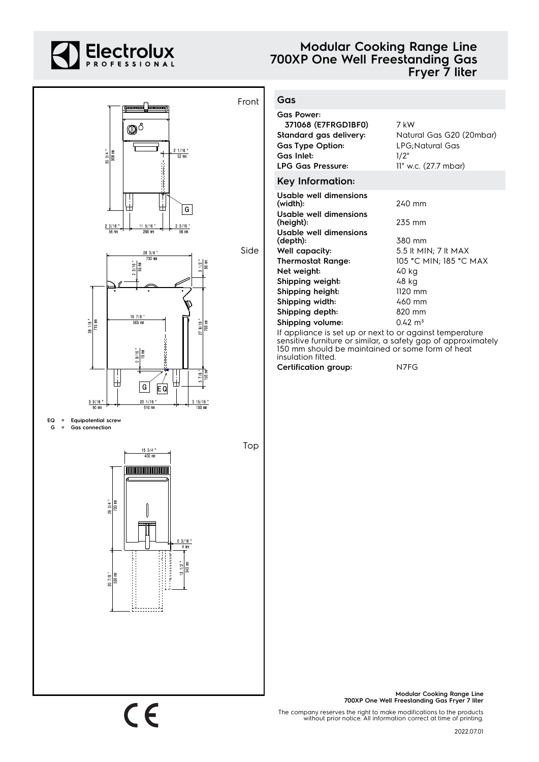# Modular Cooking Range Line 700XP One Well Freestanding Gas Fryer 7 liter

Front

35 3/4"
908 mm

2 1/16"
52 mm

G

2 3/16"
56 mm

11 5/16"
288 mm

2 3/16"
56 mm

Side

28 3/4"
730 mm

2 3/16"
55 mm

3 1/2"
88 mm

19 7/8"
505 mm

28 1/8"
715 mm

27 9/16"
700 mm

0 9/16"
15 mm

G

EQ

5 7/8"
150 mm

3 9/16"
90 mm

20 1/16"
510 mm

3 15/16"
100 mm

EQ = Equipotential screw
G = Gas connection

Top

15 3/4"
400 mm

28 3/4"
730 mm

0 3/16"
4 mm

13 1/2"
343 mm

20 7/8"
530 mm

## Gas

| | |
|---|---|
| **Gas Power:** | |
| **371068 (E7FRGD1BF0)** | 7 kW |
| **Standard gas delivery:** | Natural Gas G20 (20mbar) |
| **Gas Type Option:** | LPG;Natural Gas |
| **Gas Inlet:** | 1/2" |
| **LPG Gas Pressure:** | 11" w.c. (27.7 mbar) |

## Key Information:

| | |
|---|---|
| **Usable well dimensions (width):** | 240 mm |
| **Usable well dimensions (height):** | 235 mm |
| **Usable well dimensions (depth):** | 380 mm |
| **Well capacity:** | 5.5 lt MIN; 7 lt MAX |
| **Thermostat Range:** | 105 °C MIN; 185 °C MAX |
| **Net weight:** | 40 kg |
| **Shipping weight:** | 48 kg |
| **Shipping height:** | 1120 mm |
| **Shipping width:** | 460 mm |
| **Shipping depth:** | 820 mm |
| **Shipping volume:** | 0.42 m³ |

If appliance is set up or next to or against temperature sensitive furniture or similar, a safety gap of approximately 150 mm should be maintained or some form of heat insulation fitted.

| | |
|---|---|
| **Certification group:** | N7FG |

The company reserves the right to make modifications to the products without prior notice. All information correct at time of printing.

2022.07.01